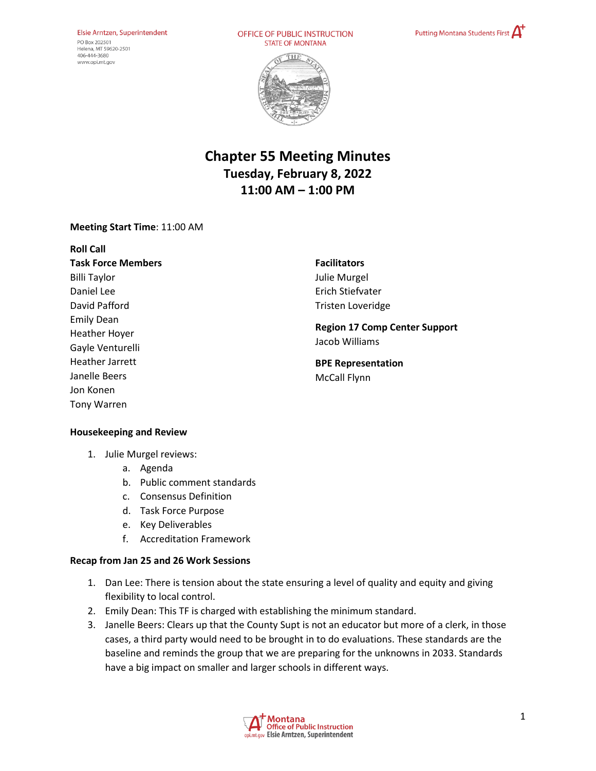# Chapter 55 Meeting Minutes

## Tuesday, February 8, 2022

## 11:00 AM – 1:00 PM

**Meeting Start Time**: 11:00 AM

**Roll Call**

**Task Force Members**

Billi Taylor
Daniel Lee
David Pafford
Emily Dean
Heather Hoyer
Gayle Venturelli
Heather Jarrett
Janelle Beers
Jon Konen
Tony Warren

**Facilitators**

Julie Murgel
Erich Stiefvater
Tristen Loveridge

**Region 17 Comp Center Support**

Jacob Williams

**BPE Representation**

McCall Flynn

**Housekeeping and Review**

1. Julie Murgel reviews:
    a. Agenda
    b. Public comment standards
    c. Consensus Definition
    d. Task Force Purpose
    e. Key Deliverables
    f. Accreditation Framework

**Recap from Jan 25 and 26 Work Sessions**

1. Dan Lee: There is tension about the state ensuring a level of quality and equity and giving flexibility to local control.
2. Emily Dean: This TF is charged with establishing the minimum standard.
3. Janelle Beers: Clears up that the County Supt is not an educator but more of a clerk, in those cases, a third party would need to be brought in to do evaluations. These standards are the baseline and reminds the group that we are preparing for the unknowns in 2033. Standards have a big impact on smaller and larger schools in different ways.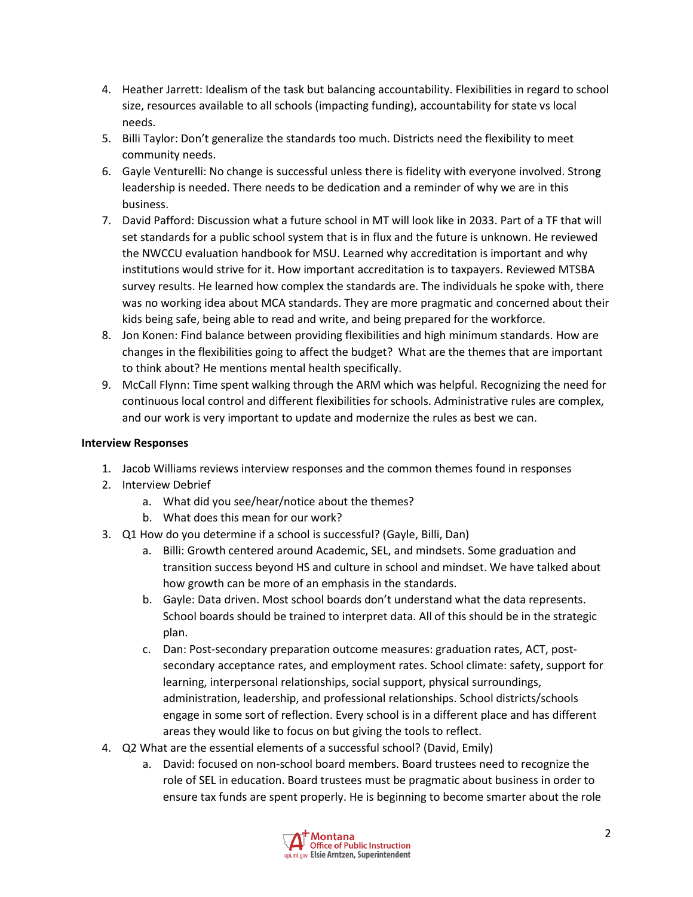4. Heather Jarrett: Idealism of the task but balancing accountability. Flexibilities in regard to school size, resources available to all schools (impacting funding), accountability for state vs local needs.
5. Billi Taylor: Don't generalize the standards too much. Districts need the flexibility to meet community needs.
6. Gayle Venturelli: No change is successful unless there is fidelity with everyone involved. Strong leadership is needed. There needs to be dedication and a reminder of why we are in this business.
7. David Pafford: Discussion what a future school in MT will look like in 2033. Part of a TF that will set standards for a public school system that is in flux and the future is unknown. He reviewed the NWCCU evaluation handbook for MSU. Learned why accreditation is important and why institutions would strive for it. How important accreditation is to taxpayers. Reviewed MTSBA survey results. He learned how complex the standards are. The individuals he spoke with, there was no working idea about MCA standards. They are more pragmatic and concerned about their kids being safe, being able to read and write, and being prepared for the workforce.
8. Jon Konen: Find balance between providing flexibilities and high minimum standards. How are changes in the flexibilities going to affect the budget? What are the themes that are important to think about? He mentions mental health specifically.
9. McCall Flynn: Time spent walking through the ARM which was helpful. Recognizing the need for continuous local control and different flexibilities for schools. Administrative rules are complex, and our work is very important to update and modernize the rules as best we can.

**Interview Responses**

1. Jacob Williams reviews interview responses and the common themes found in responses
2. Interview Debrief
   a. What did you see/hear/notice about the themes?
   b. What does this mean for our work?
3. Q1 How do you determine if a school is successful? (Gayle, Billi, Dan)
   a. Billi: Growth centered around Academic, SEL, and mindsets. Some graduation and transition success beyond HS and culture in school and mindset. We have talked about how growth can be more of an emphasis in the standards.
   b. Gayle: Data driven. Most school boards don't understand what the data represents. School boards should be trained to interpret data. All of this should be in the strategic plan.
   c. Dan: Post-secondary preparation outcome measures: graduation rates, ACT, post-secondary acceptance rates, and employment rates. School climate: safety, support for learning, interpersonal relationships, social support, physical surroundings, administration, leadership, and professional relationships. School districts/schools engage in some sort of reflection. Every school is in a different place and has different areas they would like to focus on but giving the tools to reflect.
4. Q2 What are the essential elements of a successful school? (David, Emily)
   a. David: focused on non-school board members. Board trustees need to recognize the role of SEL in education. Board trustees must be pragmatic about business in order to ensure tax funds are spent properly. He is beginning to become smarter about the role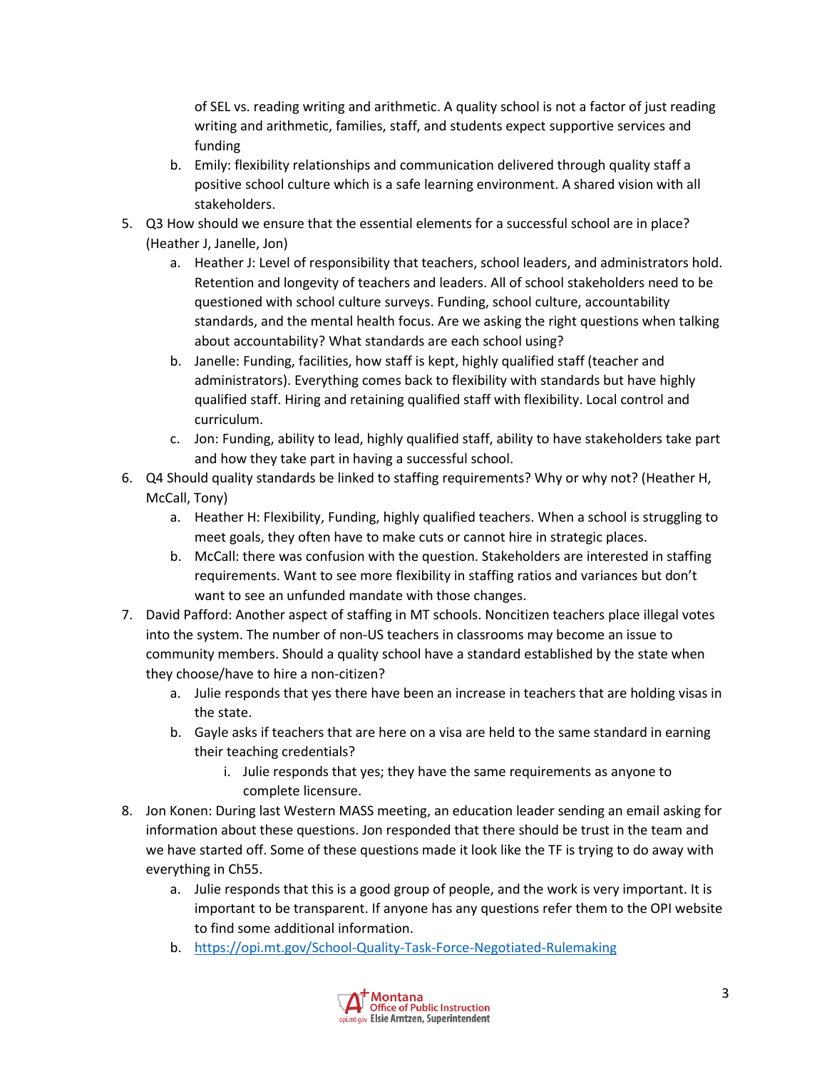of SEL vs. reading writing and arithmetic. A quality school is not a factor of just reading writing and arithmetic, families, staff, and students expect supportive services and funding

   b. Emily: flexibility relationships and communication delivered through quality staff a positive school culture which is a safe learning environment. A shared vision with all stakeholders.

5. Q3 How should we ensure that the essential elements for a successful school are in place? (Heather J, Janelle, Jon)
   a. Heather J: Level of responsibility that teachers, school leaders, and administrators hold. Retention and longevity of teachers and leaders. All of school stakeholders need to be questioned with school culture surveys. Funding, school culture, accountability standards, and the mental health focus. Are we asking the right questions when talking about accountability? What standards are each school using?
   b. Janelle: Funding, facilities, how staff is kept, highly qualified staff (teacher and administrators). Everything comes back to flexibility with standards but have highly qualified staff. Hiring and retaining qualified staff with flexibility. Local control and curriculum.
   c. Jon: Funding, ability to lead, highly qualified staff, ability to have stakeholders take part and how they take part in having a successful school.
6. Q4 Should quality standards be linked to staffing requirements? Why or why not? (Heather H, McCall, Tony)
   a. Heather H: Flexibility, Funding, highly qualified teachers. When a school is struggling to meet goals, they often have to make cuts or cannot hire in strategic places.
   b. McCall: there was confusion with the question. Stakeholders are interested in staffing requirements. Want to see more flexibility in staffing ratios and variances but don't want to see an unfunded mandate with those changes.
7. David Pafford: Another aspect of staffing in MT schools. Noncitizen teachers place illegal votes into the system. The number of non-US teachers in classrooms may become an issue to community members. Should a quality school have a standard established by the state when they choose/have to hire a non-citizen?
   a. Julie responds that yes there have been an increase in teachers that are holding visas in the state.
   b. Gayle asks if teachers that are here on a visa are held to the same standard in earning their teaching credentials?
      i. Julie responds that yes; they have the same requirements as anyone to complete licensure.
8. Jon Konen: During last Western MASS meeting, an education leader sending an email asking for information about these questions. Jon responded that there should be trust in the team and we have started off. Some of these questions made it look like the TF is trying to do away with everything in Ch55.
   a. Julie responds that this is a good group of people, and the work is very important. It is important to be transparent. If anyone has any questions refer them to the OPI website to find some additional information.
   b. https://opi.mt.gov/School-Quality-Task-Force-Negotiated-Rulemaking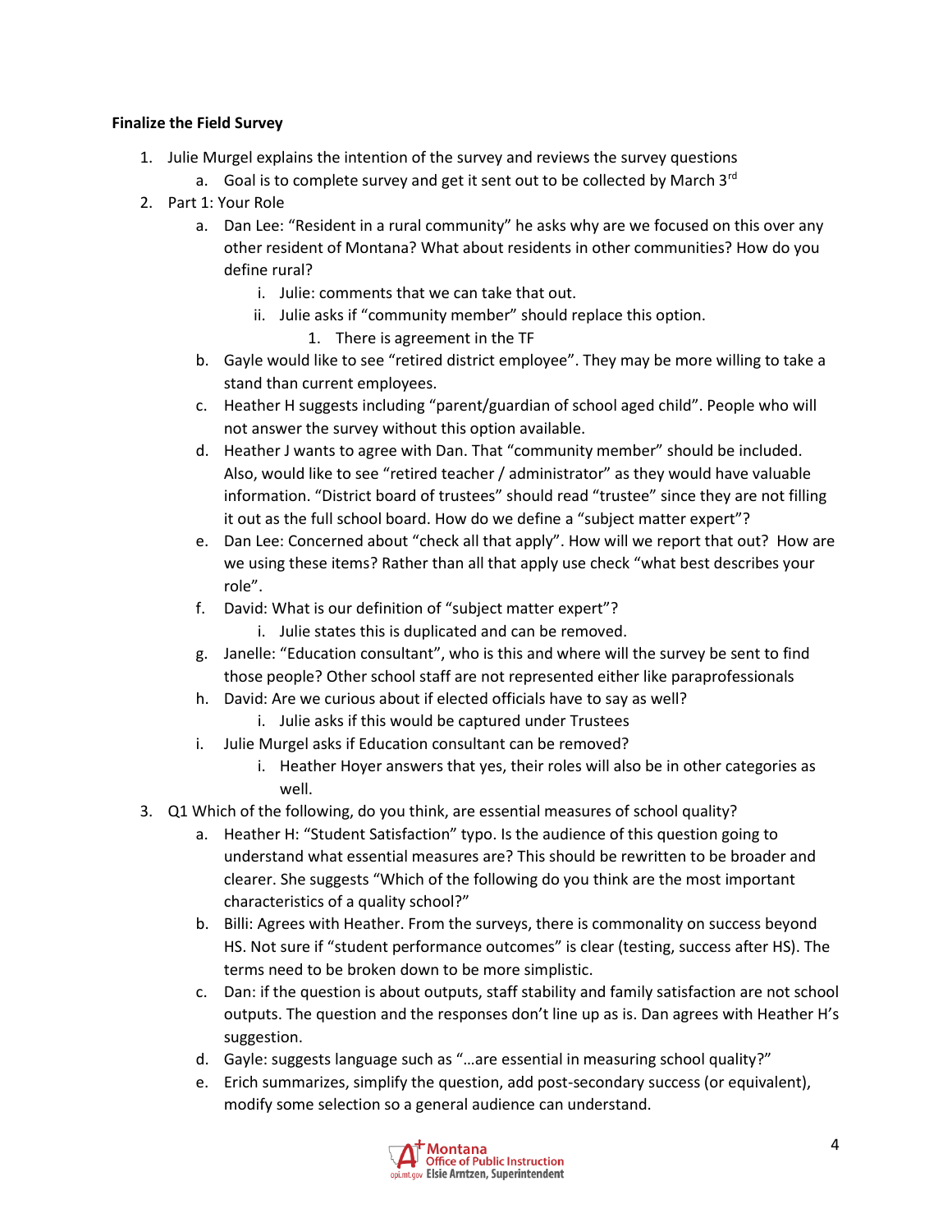**Finalize the Field Survey**

1. Julie Murgel explains the intention of the survey and reviews the survey questions
    a. Goal is to complete survey and get it sent out to be collected by March 3rd
2. Part 1: Your Role
    a. Dan Lee: "Resident in a rural community" he asks why are we focused on this over any other resident of Montana? What about residents in other communities? How do you define rural?
        i. Julie: comments that we can take that out.
        ii. Julie asks if "community member" should replace this option.
            1. There is agreement in the TF
    b. Gayle would like to see "retired district employee". They may be more willing to take a stand than current employees.
    c. Heather H suggests including "parent/guardian of school aged child". People who will not answer the survey without this option available.
    d. Heather J wants to agree with Dan. That "community member" should be included. Also, would like to see "retired teacher / administrator" as they would have valuable information. "District board of trustees" should read "trustee" since they are not filling it out as the full school board. How do we define a "subject matter expert"?
    e. Dan Lee: Concerned about "check all that apply". How will we report that out? How are we using these items? Rather than all that apply use check "what best describes your role".
    f. David: What is our definition of "subject matter expert"?
        i. Julie states this is duplicated and can be removed.
    g. Janelle: "Education consultant", who is this and where will the survey be sent to find those people? Other school staff are not represented either like paraprofessionals
    h. David: Are we curious about if elected officials have to say as well?
        i. Julie asks if this would be captured under Trustees
    i. Julie Murgel asks if Education consultant can be removed?
        i. Heather Hoyer answers that yes, their roles will also be in other categories as well.
3. Q1 Which of the following, do you think, are essential measures of school quality?
    a. Heather H: "Student Satisfaction" typo. Is the audience of this question going to understand what essential measures are? This should be rewritten to be broader and clearer. She suggests "Which of the following do you think are the most important characteristics of a quality school?"
    b. Billi: Agrees with Heather. From the surveys, there is commonality on success beyond HS. Not sure if "student performance outcomes" is clear (testing, success after HS). The terms need to be broken down to be more simplistic.
    c. Dan: if the question is about outputs, staff stability and family satisfaction are not school outputs. The question and the responses don't line up as is. Dan agrees with Heather H's suggestion.
    d. Gayle: suggests language such as "…are essential in measuring school quality?"
    e. Erich summarizes, simplify the question, add post-secondary success (or equivalent), modify some selection so a general audience can understand.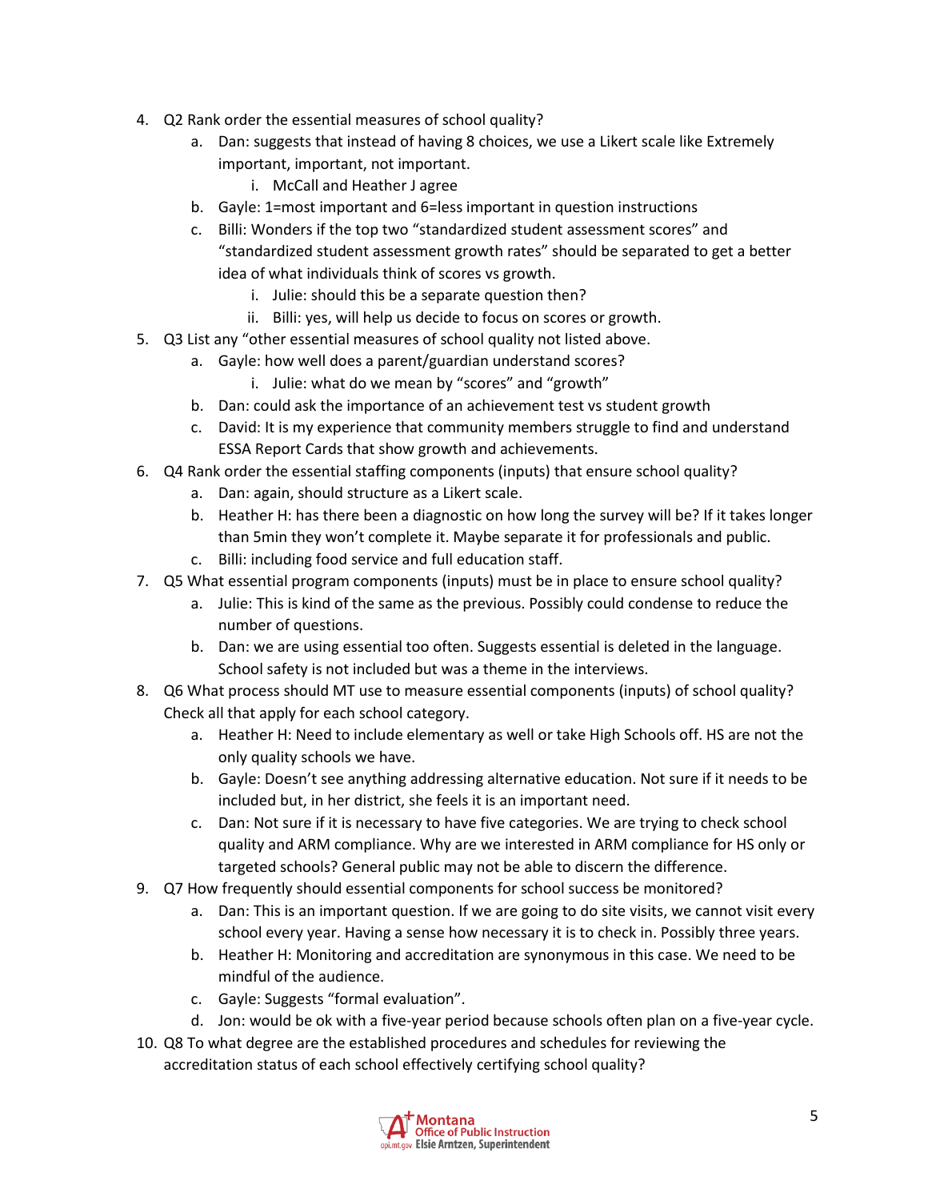4. Q2 Rank order the essential measures of school quality?
    a. Dan: suggests that instead of having 8 choices, we use a Likert scale like Extremely important, important, not important.
        i. McCall and Heather J agree
    b. Gayle: 1=most important and 6=less important in question instructions
    c. Billi: Wonders if the top two "standardized student assessment scores" and "standardized student assessment growth rates" should be separated to get a better idea of what individuals think of scores vs growth.
        i. Julie: should this be a separate question then?
        ii. Billi: yes, will help us decide to focus on scores or growth.
5. Q3 List any "other essential measures of school quality not listed above.
    a. Gayle: how well does a parent/guardian understand scores?
        i. Julie: what do we mean by "scores" and "growth"
    b. Dan: could ask the importance of an achievement test vs student growth
    c. David: It is my experience that community members struggle to find and understand ESSA Report Cards that show growth and achievements.
6. Q4 Rank order the essential staffing components (inputs) that ensure school quality?
    a. Dan: again, should structure as a Likert scale.
    b. Heather H: has there been a diagnostic on how long the survey will be? If it takes longer than 5min they won't complete it. Maybe separate it for professionals and public.
    c. Billi: including food service and full education staff.
7. Q5 What essential program components (inputs) must be in place to ensure school quality?
    a. Julie: This is kind of the same as the previous. Possibly could condense to reduce the number of questions.
    b. Dan: we are using essential too often. Suggests essential is deleted in the language. School safety is not included but was a theme in the interviews.
8. Q6 What process should MT use to measure essential components (inputs) of school quality? Check all that apply for each school category.
    a. Heather H: Need to include elementary as well or take High Schools off. HS are not the only quality schools we have.
    b. Gayle: Doesn't see anything addressing alternative education. Not sure if it needs to be included but, in her district, she feels it is an important need.
    c. Dan: Not sure if it is necessary to have five categories. We are trying to check school quality and ARM compliance. Why are we interested in ARM compliance for HS only or targeted schools? General public may not be able to discern the difference.
9. Q7 How frequently should essential components for school success be monitored?
    a. Dan: This is an important question. If we are going to do site visits, we cannot visit every school every year. Having a sense how necessary it is to check in. Possibly three years.
    b. Heather H: Monitoring and accreditation are synonymous in this case. We need to be mindful of the audience.
    c. Gayle: Suggests "formal evaluation".
    d. Jon: would be ok with a five-year period because schools often plan on a five-year cycle.
10. Q8 To what degree are the established procedures and schedules for reviewing the accreditation status of each school effectively certifying school quality?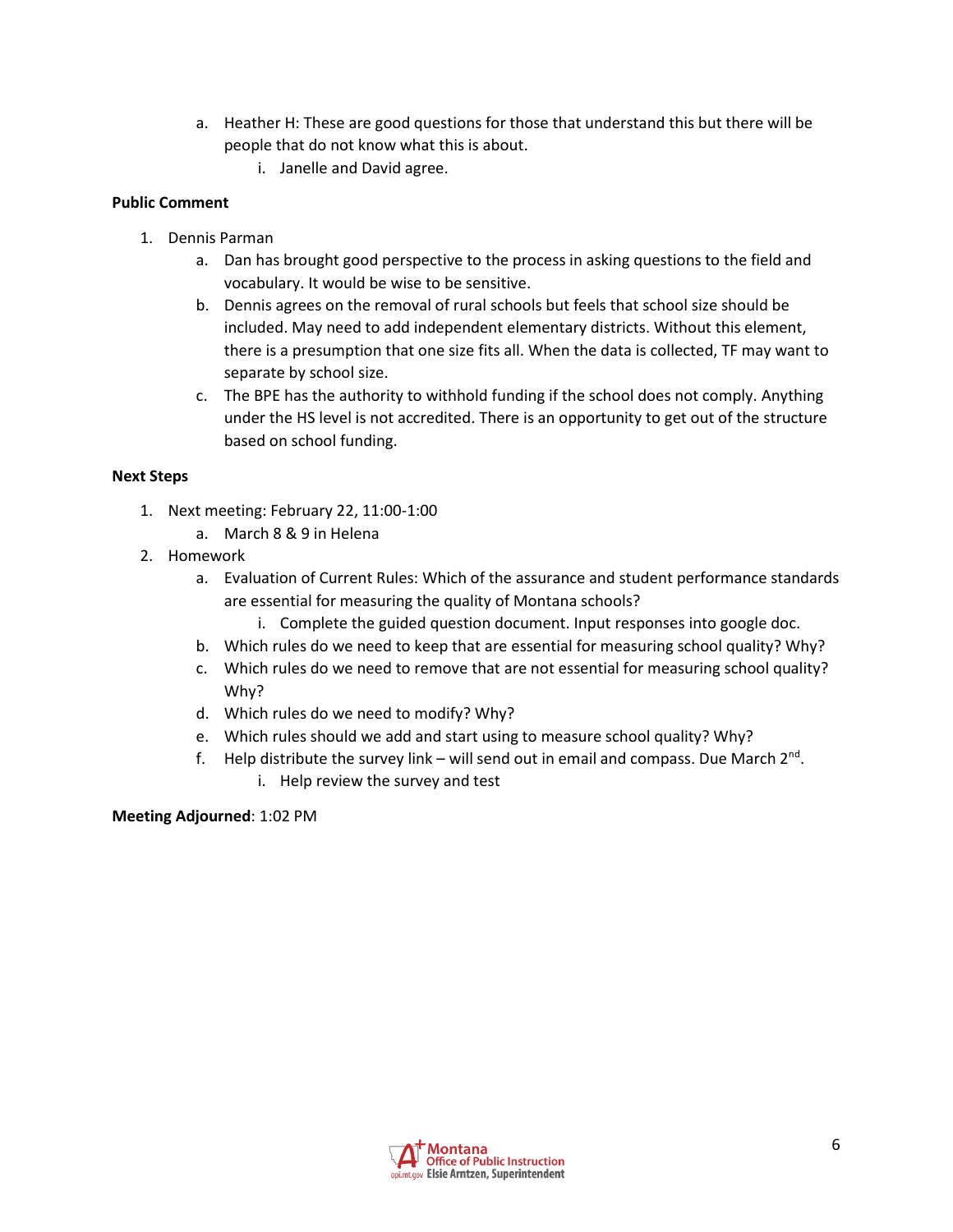a. Heather H: These are good questions for those that understand this but there will be people that do not know what this is about.
      i. Janelle and David agree.

**Public Comment**

1. Dennis Parman
   a. Dan has brought good perspective to the process in asking questions to the field and vocabulary. It would be wise to be sensitive.
   b. Dennis agrees on the removal of rural schools but feels that school size should be included. May need to add independent elementary districts. Without this element, there is a presumption that one size fits all. When the data is collected, TF may want to separate by school size.
   c. The BPE has the authority to withhold funding if the school does not comply. Anything under the HS level is not accredited. There is an opportunity to get out of the structure based on school funding.

**Next Steps**

1. Next meeting: February 22, 11:00-1:00
   a. March 8 & 9 in Helena
2. Homework
   a. Evaluation of Current Rules: Which of the assurance and student performance standards are essential for measuring the quality of Montana schools?
      i. Complete the guided question document. Input responses into google doc.
   b. Which rules do we need to keep that are essential for measuring school quality? Why?
   c. Which rules do we need to remove that are not essential for measuring school quality? Why?
   d. Which rules do we need to modify? Why?
   e. Which rules should we add and start using to measure school quality? Why?
   f. Help distribute the survey link – will send out in email and compass. Due March 2nd.
      i. Help review the survey and test

**Meeting Adjourned**: 1:02 PM